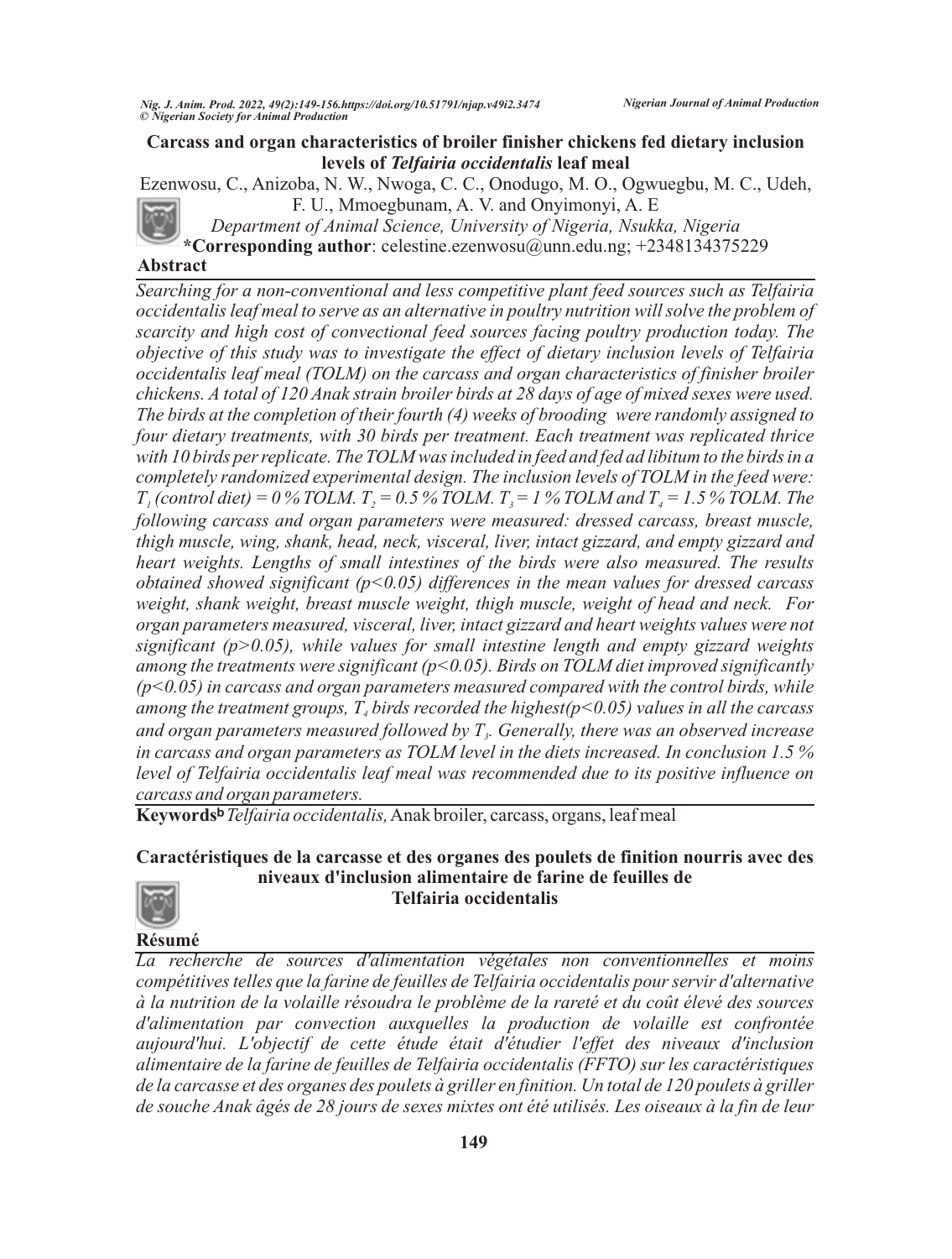# Carcass and organ characteristics of broiler finisher chickens fed dietary inclusion levels of *Telfairia occidentalis* leaf meal

Ezenwosu, C., Anizoba, N. W., Nwoga, C. C., Onodugo, M. O., Ogwuegbu, M. C., Udeh, F. U., Mmoegbunam, A. V. and Onyimonyi, A. E

*Department of Animal Science, University of Nigeria, Nsukka, Nigeria*

**\*Corresponding author**: celestine.ezenwosu@unn.edu.ng; +2348134375229

## Abstract

*Searching for a non-conventional and less competitive plant feed sources such as Telfairia occidentalis leaf meal to serve as an alternative in poultry nutrition will solve the problem of scarcity and high cost of convectional feed sources facing poultry production today. The objective of this study was to investigate the effect of dietary inclusion levels of Telfairia occidentalis leaf meal (TOLM) on the carcass and organ characteristics of finisher broiler chickens. A total of 120 Anak strain broiler birds at 28 days of age of mixed sexes were used. The birds at the completion of their fourth (4) weeks of brooding were randomly assigned to four dietary treatments, with 30 birds per treatment. Each treatment was replicated thrice with 10 birds per replicate. The TOLM was included in feed and fed ad libitum to the birds in a completely randomized experimental design. The inclusion levels of TOLM in the feed were: $T_1$ (control diet) = 0 % TOLM. $T_2$ = 0.5 % TOLM. $T_3$ = 1 % TOLM and $T_4$ = 1.5 % TOLM. The following carcass and organ parameters were measured: dressed carcass, breast muscle, thigh muscle, wing, shank, head, neck, visceral, liver, intact gizzard, and empty gizzard and heart weights. Lengths of small intestines of the birds were also measured. The results obtained showed significant ($p<0.05$) differences in the mean values for dressed carcass weight, shank weight, breast muscle weight, thigh muscle, weight of head and neck. For organ parameters measured, visceral, liver, intact gizzard and heart weights values were not significant ($p>0.05$), while values for small intestine length and empty gizzard weights among the treatments were significant ($p<0.05$). Birds on TOLM diet improved significantly ($p<0.05$) in carcass and organ parameters measured compared with the control birds, while among the treatment groups, $T_4$ birds recorded the highest($p<0.05$) values in all the carcass and organ parameters measured followed by $T_3$. Generally, there was an observed increase in carcass and organ parameters as TOLM level in the diets increased. In conclusion 1.5 % level of Telfairia occidentalis leaf meal was recommended due to its positive influence on carcass and organ parameters.*

**Keywords:** *Telfairia occidentalis,* Anak broiler, carcass, organs, leaf meal

# Caractéristiques de la carcasse et des organes des poulets de finition nourris avec des niveaux d'inclusion alimentaire de farine de feuilles de Telfairia occidentalis

## Résumé

*La recherche de sources d'alimentation végétales non conventionnelles et moins compétitives telles que la farine de feuilles de Telfairia occidentalis pour servir d'alternative à la nutrition de la volaille résoudra le problème de la rareté et du coût élevé des sources d'alimentation par convection auxquelles la production de volaille est confrontée aujourd'hui. L'objectif de cette étude était d'étudier l'effet des niveaux d'inclusion alimentaire de la farine de feuilles de Telfairia occidentalis (FFTO) sur les caractéristiques de la carcasse et des organes des poulets à griller en finition. Un total de 120 poulets à griller de souche Anak âgés de 28 jours de sexes mixtes ont été utilisés. Les oiseaux à la fin de leur*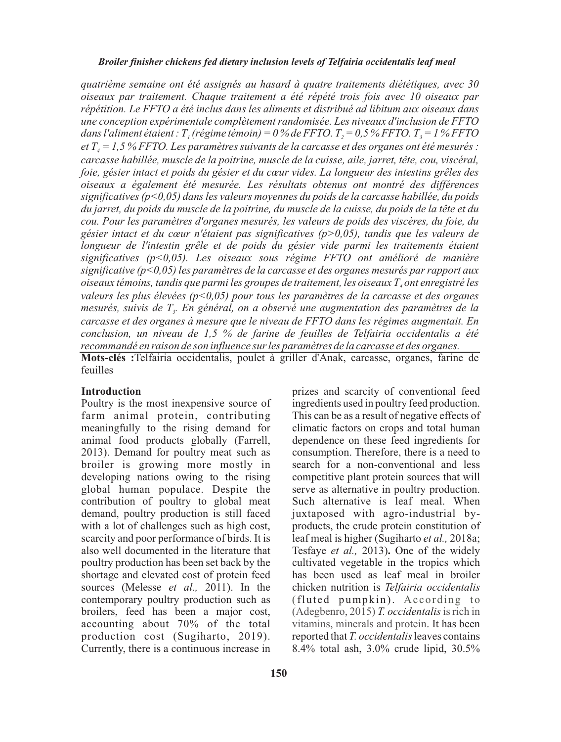*quatrième semaine ont été assignés au hasard à quatre traitements diététiques, avec 30 oiseaux par traitement. Chaque traitement a été répété trois fois avec 10 oiseaux par répétition. Le FFTO a été inclus dans les aliments et distribué ad libitum aux oiseaux dans une conception expérimentale complètement randomisée. Les niveaux d'inclusion de FFTO dans l'aliment étaient : $T_1$ (régime témoin) = 0 % de FFTO. $T_2$ = 0,5 % FFTO. $T_3$ = 1 % FFTO et $T_4$ = 1,5 % FFTO. Les paramètres suivants de la carcasse et des organes ont été mesurés : carcasse habillée, muscle de la poitrine, muscle de la cuisse, aile, jarret, tête, cou, viscéral, foie, gésier intact et poids du gésier et du cœur vides. La longueur des intestins grêles des oiseaux a également été mesurée. Les résultats obtenus ont montré des différences significatives ($p<0,05$) dans les valeurs moyennes du poids de la carcasse habillée, du poids du jarret, du poids du muscle de la poitrine, du muscle de la cuisse, du poids de la tête et du cou. Pour les paramètres d'organes mesurés, les valeurs de poids des viscères, du foie, du gésier intact et du cœur n'étaient pas significatives ($p>0,05$), tandis que les valeurs de longueur de l'intestin grêle et de poids du gésier vide parmi les traitements étaient significatives ($p<0,05$). Les oiseaux sous régime FFTO ont amélioré de manière significative ($p<0,05$) les paramètres de la carcasse et des organes mesurés par rapport aux oiseaux témoins, tandis que parmi les groupes de traitement, les oiseaux $T_4$ ont enregistré les valeurs les plus élevées ($p<0,05$) pour tous les paramètres de la carcasse et des organes mesurés, suivis de $T_3$. En général, on a observé une augmentation des paramètres de la carcasse et des organes à mesure que le niveau de FFTO dans les régimes augmentait. En conclusion, un niveau de 1,5 % de farine de feuilles de Telfairia occidentalis a été recommandé en raison de son influence sur les paramètres de la carcasse et des organes.*

**Mots-clés :** Telfairia occidentalis, poulet à griller d'Anak, carcasse, organes, farine de feuilles

## Introduction

Poultry is the most inexpensive source of farm animal protein, contributing meaningfully to the rising demand for animal food products globally (Farrell, 2013). Demand for poultry meat such as broiler is growing more mostly in developing nations owing to the rising global human populace. Despite the contribution of poultry to global meat demand, poultry production is still faced with a lot of challenges such as high cost, scarcity and poor performance of birds. It is also well documented in the literature that poultry production has been set back by the shortage and elevated cost of protein feed sources (Melesse *et al.,* 2011). In the contemporary poultry production such as broilers, feed has been a major cost, accounting about 70% of the total production cost (Sugiharto, 2019). Currently, there is a continuous increase in prizes and scarcity of conventional feed ingredients used in poultry feed production. This can be as a result of negative effects of climatic factors on crops and total human dependence on these feed ingredients for consumption. Therefore, there is a need to search for a non-conventional and less competitive plant protein sources that will serve as alternative in poultry production. Such alternative is leaf meal. When juxtaposed with agro-industrial by-products, the crude protein constitution of leaf meal is higher (Sugiharto *et al.,* 2018a; Tesfaye *et al.,* 2013). One of the widely cultivated vegetable in the tropics which has been used as leaf meal in broiler chicken nutrition is *Telfairia occidentalis* (fluted pumpkin). According to (Adegbenro, 2015) *T. occidentalis* is rich in vitamins, minerals and protein. It has been reported that *T. occidentalis* leaves contains 8.4% total ash, 3.0% crude lipid, 30.5%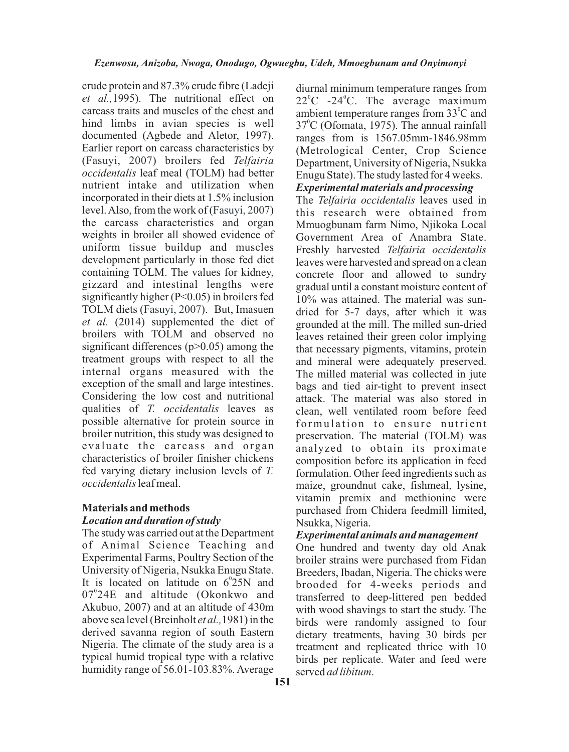crude protein and 87.3% crude fibre (Ladeji *et al.,*1995). The nutritional effect on carcass traits and muscles of the chest and hind limbs in avian species is well documented (Agbede and Aletor, 1997). Earlier report on carcass characteristics by (Fasuyi, 2007) broilers fed *Telfairia occidentalis* leaf meal (TOLM) had better nutrient intake and utilization when incorporated in their diets at 1.5% inclusion level. Also, from the work of (Fasuyi, 2007) the carcass characteristics and organ weights in broiler all showed evidence of uniform tissue buildup and muscles development particularly in those fed diet containing TOLM. The values for kidney, gizzard and intestinal lengths were significantly higher ($P<0.05$) in broilers fed TOLM diets (Fasuyi, 2007). But, Imasuen *et al.* (2014) supplemented the diet of broilers with TOLM and observed no significant differences ($p>0.05$) among the treatment groups with respect to all the internal organs measured with the exception of the small and large intestines. Considering the low cost and nutritional qualities of *T. occidentalis* leaves as possible alternative for protein source in broiler nutrition, this study was designed to evaluate the carcass and organ characteristics of broiler finisher chickens fed varying dietary inclusion levels of *T. occidentalis* leaf meal.

## Materials and methods

### *Location and duration of study*

The study was carried out at the Department of Animal Science Teaching and Experimental Farms, Poultry Section of the University of Nigeria, Nsukka Enugu State. It is located on latitude on $6^{0}25$N and $07^{0}24$E and altitude (Okonkwo and Akubuo, 2007) and at an altitude of 430m above sea level (Breinholt *et al.,*1981) in the derived savanna region of south Eastern Nigeria. The climate of the study area is a typical humid tropical type with a relative humidity range of 56.01-103.83%. Average diurnal minimum temperature ranges from $22^{0}$C -$24^{0}$C. The average maximum ambient temperature ranges from $33^{0}$C and $37^{0}$C (Ofomata, 1975). The annual rainfall ranges from is 1567.05mm-1846.98mm (Metrological Center, Crop Science Department, University of Nigeria, Nsukka Enugu State). The study lasted for 4 weeks.

### *Experimental materials and processing*

The *Telfairia occidentalis* leaves used in this research were obtained from Mmuogbunam farm Nimo, Njikoka Local Government Area of Anambra State. Freshly harvested *Telfairia occidentalis* leaves were harvested and spread on a clean concrete floor and allowed to sundry gradual until a constant moisture content of 10% was attained. The material was sun-dried for 5-7 days, after which it was grounded at the mill. The milled sun-dried leaves retained their green color implying that necessary pigments, vitamins, protein and mineral were adequately preserved. The milled material was collected in jute bags and tied air-tight to prevent insect attack. The material was also stored in clean, well ventilated room before feed formulation to ensure nutrient preservation. The material (TOLM) was analyzed to obtain its proximate composition before its application in feed formulation. Other feed ingredients such as maize, groundnut cake, fishmeal, lysine, vitamin premix and methionine were purchased from Chidera feedmill limited, Nsukka, Nigeria.

### *Experimental animals and management*

One hundred and twenty day old Anak broiler strains were purchased from Fidan Breeders, Ibadan, Nigeria. The chicks were brooded for 4-weeks periods and transferred to deep-littered pen bedded with wood shavings to start the study. The birds were randomly assigned to four dietary treatments, having 30 birds per treatment and replicated thrice with 10 birds per replicate. Water and feed were served *ad libitum*.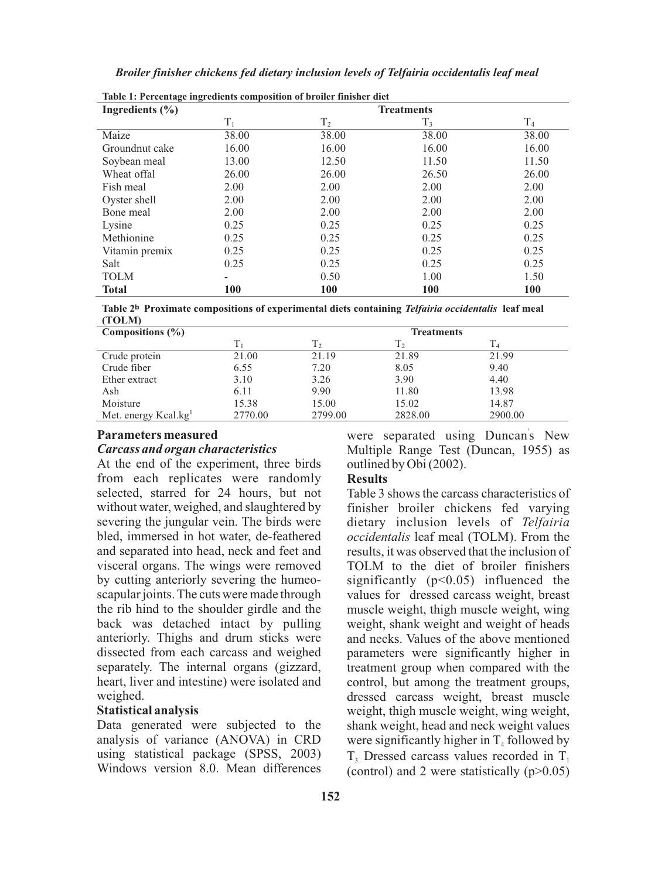**Table 1: Percentage ingredients composition of broiler finisher diet**

| Ingredients (%) | Treatments | | | |
|---|---|---|---|---|
| | $T_1$ | $T_2$ | $T_3$ | $T_4$ |
| Maize | 38.00 | 38.00 | 38.00 | 38.00 |
| Groundnut cake | 16.00 | 16.00 | 16.00 | 16.00 |
| Soybean meal | 13.00 | 12.50 | 11.50 | 11.50 |
| Wheat offal | 26.00 | 26.00 | 26.50 | 26.00 |
| Fish meal | 2.00 | 2.00 | 2.00 | 2.00 |
| Oyster shell | 2.00 | 2.00 | 2.00 | 2.00 |
| Bone meal | 2.00 | 2.00 | 2.00 | 2.00 |
| Lysine | 0.25 | 0.25 | 0.25 | 0.25 |
| Methionine | 0.25 | 0.25 | 0.25 | 0.25 |
| Vitamin premix | 0.25 | 0.25 | 0.25 | 0.25 |
| Salt | 0.25 | 0.25 | 0.25 | 0.25 |
| TOLM | - | 0.50 | 1.00 | 1.50 |
| **Total** | **100** | **100** | **100** | **100** |

**Table 2[b] Proximate compositions of experimental diets containing *Telfairia occidentalis* leaf meal (TOLM)**

| Compositions (%) | Treatments | | | |
|---|---|---|---|---|
| | $T_1$ | $T_2$ | $T_2$ | $T_4$ |
| Crude protein | 21.00 | 21.19 | 21.89 | 21.99 |
| Crude fiber | 6.55 | 7.20 | 8.05 | 9.40 |
| Ether extract | 3.10 | 3.26 | 3.90 | 4.40 |
| Ash | 6.11 | 9.90 | 11.80 | 13.98 |
| Moisture | 15.38 | 15.00 | 15.02 | 14.87 |
| Met. energy Kcal.kg[1] | 2770.00 | 2799.00 | 2828.00 | 2900.00 |

### Parameters measured

#### *Carcass and organ characteristics*

At the end of the experiment, three birds from each replicates were randomly selected, starred for 24 hours, but not without water, weighed, and slaughtered by severing the jungular vein. The birds were bled, immersed in hot water, de-feathered and separated into head, neck and feet and visceral organs. The wings were removed by cutting anteriorly severing the humeo-scapular joints. The cuts were made through the rib hind to the shoulder girdle and the back was detached intact by pulling anteriorly. Thighs and drum sticks were dissected from each carcass and weighed separately. The internal organs (gizzard, heart, liver and intestine) were isolated and weighed.

### Statistical analysis

Data generated were subjected to the analysis of variance (ANOVA) in CRD using statistical package (SPSS, 2003) Windows version 8.0. Mean differences were separated using Duncan's New Multiple Range Test (Duncan, 1955) as outlined by Obi (2002).

### Results

Table 3 shows the carcass characteristics of finisher broiler chickens fed varying dietary inclusion levels of *Telfairia occidentalis* leaf meal (TOLM). From the results, it was observed that the inclusion of TOLM to the diet of broiler finishers significantly ($p<0.05$) influenced the values for dressed carcass weight, breast muscle weight, thigh muscle weight, wing weight, shank weight and weight of heads and necks. Values of the above mentioned parameters were significantly higher in treatment group when compared with the control, but among the treatment groups, dressed carcass weight, breast muscle weight, thigh muscle weight, wing weight, shank weight, head and neck weight values were significantly higher in $T_4$ followed by $T_3$. Dressed carcass values recorded in $T_1$ (control) and 2 were statistically ($p>0.05$)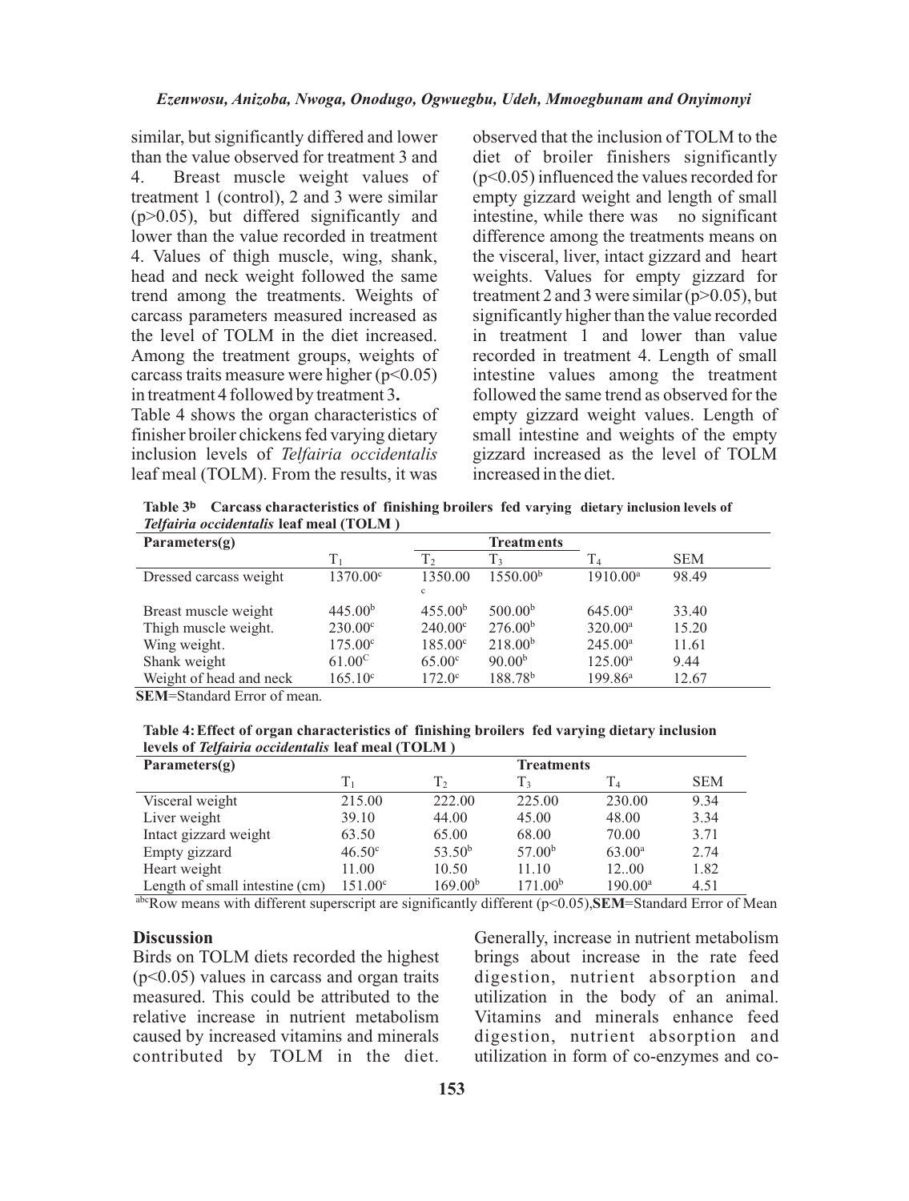similar, but significantly differed and lower than the value observed for treatment 3 and 4. Breast muscle weight values of treatment 1 (control), 2 and 3 were similar ($p>0.05$), but differed significantly and lower than the value recorded in treatment 4. Values of thigh muscle, wing, shank, head and neck weight followed the same trend among the treatments. Weights of carcass parameters measured increased as the level of TOLM in the diet increased. Among the treatment groups, weights of carcass traits measure were higher ($p<0.05$) in treatment 4 followed by treatment 3**.**

Table 4 shows the organ characteristics of finisher broiler chickens fed varying dietary inclusion levels of *Telfairia occidentalis* leaf meal (TOLM). From the results, it was observed that the inclusion of TOLM to the diet of broiler finishers significantly ($p<0.05$) influenced the values recorded for empty gizzard weight and length of small intestine, while there was no significant difference among the treatments means on the visceral, liver, intact gizzard and heart weights. Values for empty gizzard for treatment 2 and 3 were similar ($p>0.05$), but significantly higher than the value recorded in treatment 1 and lower than value recorded in treatment 4. Length of small intestine values among the treatment followed the same trend as observed for the empty gizzard weight values. Length of small intestine and weights of the empty gizzard increased as the level of TOLM increased in the diet.

**Table 3b Carcass characteristics of finishing broilers fed varying dietary inclusion levels of *Telfairia occidentalis* leaf meal (TOLM )**

| Parameters(g) | | Treatments | | | |
|---|---|---|---|---|---|
| | $T_1$ | $T_2$ | $T_3$ | $T_4$ | SEM |
| Dressed carcass weight | $1370.00^c$ | $1350.00^c$ | $1550.00^b$ | $1910.00^a$ | 98.49 |
| Breast muscle weight | $445.00^b$ | $455.00^b$ | $500.00^b$ | $645.00^a$ | 33.40 |
| Thigh muscle weight. | $230.00^c$ | $240.00^c$ | $276.00^b$ | $320.00^a$ | 15.20 |
| Wing weight. | $175.00^c$ | $185.00^c$ | $218.00^b$ | $245.00^a$ | 11.61 |
| Shank weight | $61.00^C$ | $65.00^c$ | $90.00^b$ | $125.00^a$ | 9.44 |
| Weight of head and neck | $165.10^c$ | $172.0^c$ | $188.78^b$ | $199.86^a$ | 12.67 |

**SEM**=Standard Error of mean.

**Table 4: Effect of organ characteristics of finishing broilers fed varying dietary inclusion levels of *Telfairia occidentalis* leaf meal (TOLM )**

| Parameters(g) | | | Treatments | | |
|---|---|---|---|---|---|
| | $T_1$ | $T_2$ | $T_3$ | $T_4$ | SEM |
| Visceral weight | 215.00 | 222.00 | 225.00 | 230.00 | 9.34 |
| Liver weight | 39.10 | 44.00 | 45.00 | 48.00 | 3.34 |
| Intact gizzard weight | 63.50 | 65.00 | 68.00 | 70.00 | 3.71 |
| Empty gizzard | $46.50^c$ | $53.50^b$ | $57.00^b$ | $63.00^a$ | 2.74 |
| Heart weight | 11.00 | 10.50 | 11.10 | 12..00 | 1.82 |
| Length of small intestine (cm) | $151.00^c$ | $169.00^b$ | $171.00^b$ | $190.00^a$ | 4.51 |

[abc]Row means with different superscript are significantly different ($p<0.05$),**SEM**=Standard Error of Mean

## Discussion

Birds on TOLM diets recorded the highest ($p<0.05$) values in carcass and organ traits measured. This could be attributed to the relative increase in nutrient metabolism caused by increased vitamins and minerals contributed by TOLM in the diet. Generally, increase in nutrient metabolism brings about increase in the rate feed digestion, nutrient absorption and utilization in the body of an animal. Vitamins and minerals enhance feed digestion, nutrient absorption and utilization in form of co-enzymes and co-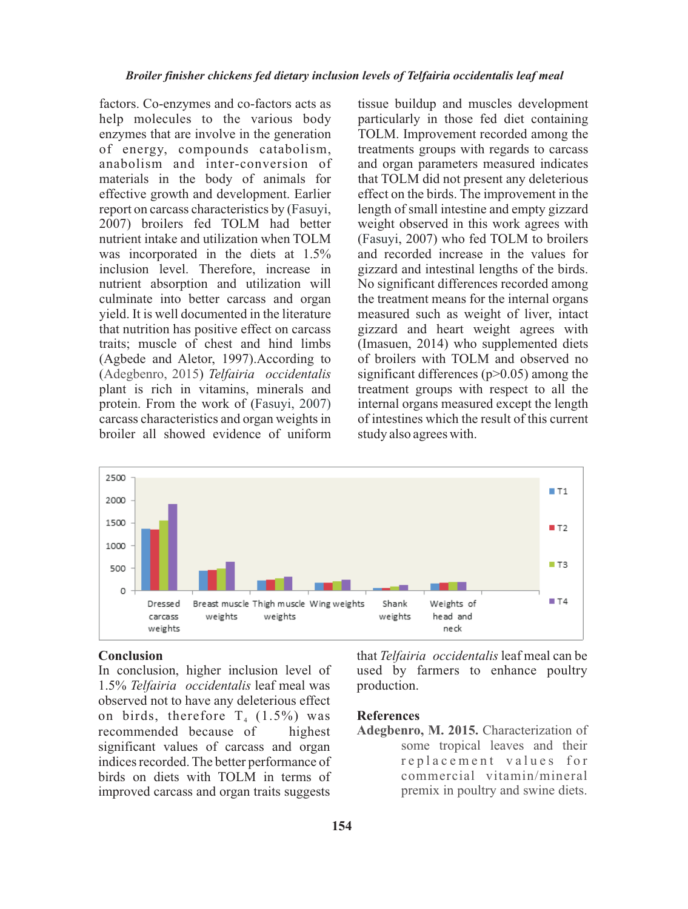factors. Co-enzymes and co-factors acts as help molecules to the various body enzymes that are involve in the generation of energy, compounds catabolism, anabolism and inter-conversion of materials in the body of animals for effective growth and development. Earlier report on carcass characteristics by (Fasuyi, 2007) broilers fed TOLM had better nutrient intake and utilization when TOLM was incorporated in the diets at 1.5% inclusion level. Therefore, increase in nutrient absorption and utilization will culminate into better carcass and organ yield. It is well documented in the literature that nutrition has positive effect on carcass traits; muscle of chest and hind limbs (Agbede and Aletor, 1997).According to (Adegbenro, 2015) *Telfairia occidentalis* plant is rich in vitamins, minerals and protein. From the work of (Fasuyi, 2007) carcass characteristics and organ weights in broiler all showed evidence of uniform tissue buildup and muscles development particularly in those fed diet containing TOLM. Improvement recorded among the treatments groups with regards to carcass and organ parameters measured indicates that TOLM did not present any deleterious effect on the birds. The improvement in the length of small intestine and empty gizzard weight observed in this work agrees with (Fasuyi, 2007) who fed TOLM to broilers and recorded increase in the values for gizzard and intestinal lengths of the birds. No significant differences recorded among the treatment means for the internal organs measured such as weight of liver, intact gizzard and heart weight agrees with (Imasuen, 2014) who supplemented diets of broilers with TOLM and observed no significant differences ($p>0.05$) among the treatment groups with respect to all the internal organs measured except the length of intestines which the result of this current study also agrees with.

## Conclusion

In conclusion, higher inclusion level of 1.5% *Telfairia occidentalis* leaf meal was observed not to have any deleterious effect on birds, therefore $T_4$ (1.5%) was recommended because of highest significant values of carcass and organ indices recorded. The better performance of birds on diets with TOLM in terms of improved carcass and organ traits suggests that *Telfairia occidentalis* leaf meal can be used by farmers to enhance poultry production.

## References

**Adegbenro, M. 2015.** Characterization of some tropical leaves and their replacement values for commercial vitamin/mineral premix in poultry and swine diets.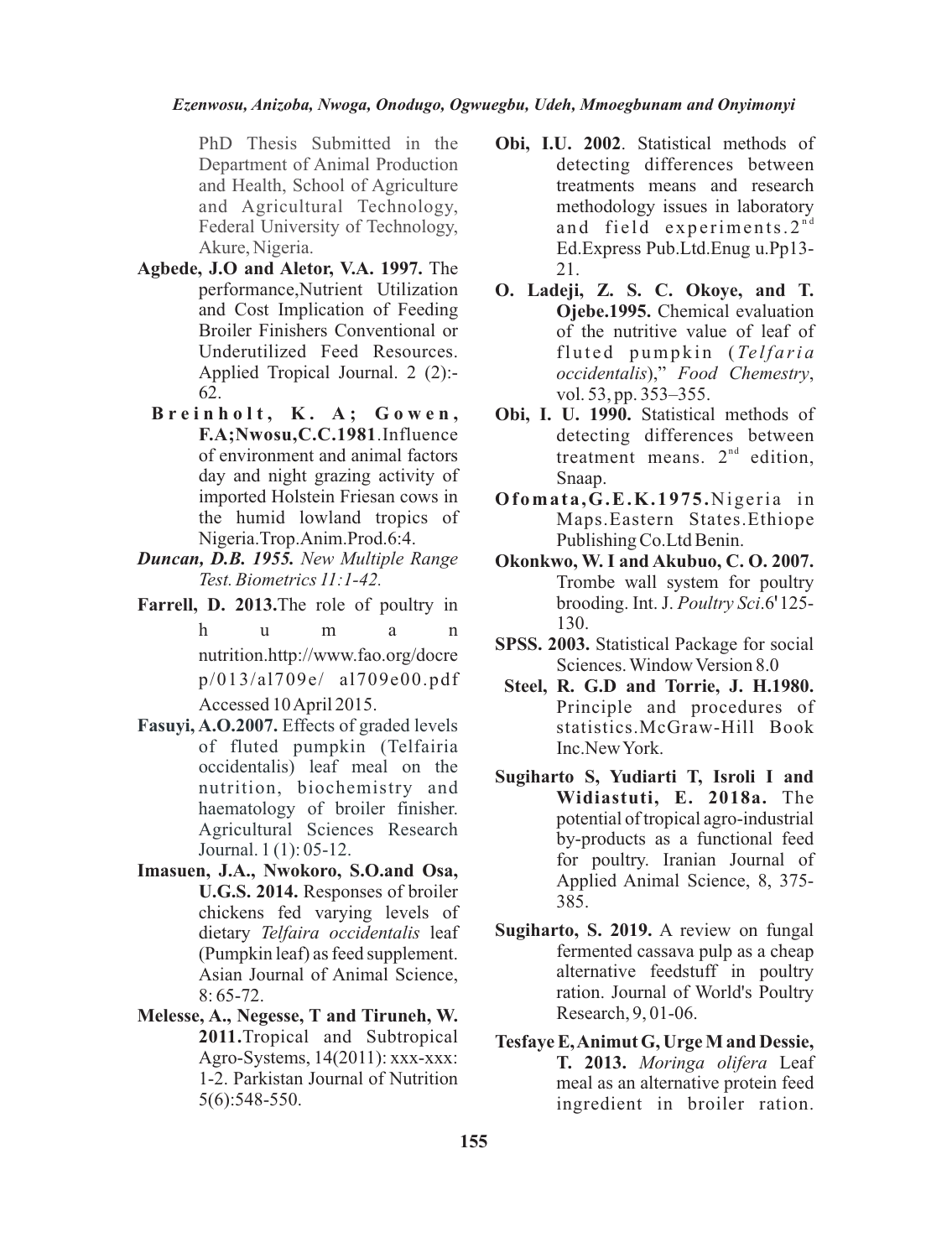PhD Thesis Submitted in the Department of Animal Production and Health, School of Agriculture and Agricultural Technology, Federal University of Technology, Akure, Nigeria.

**Agbede, J.O and Aletor, V.A. 1997.** The performance,Nutrient Utilization and Cost Implication of Feeding Broiler Finishers Conventional or Underutilized Feed Resources. Applied Tropical Journal. 2 (2):-62.

**Breinholt, K. A; Gowen, F.A;Nwosu,C.C.1981**.Influence of environment and animal factors day and night grazing activity of imported Holstein Friesan cows in the humid lowland tropics of Nigeria.Trop.Anim.Prod.6:4.

***Duncan, D.B. 1955.** New Multiple Range Test. Biometrics 11:1-42.*

**Farrell, D. 2013.**The role of poultry in human nutrition.http://www.fao.org/docrep/013/al709e/ al709e00.pdf Accessed 10 April 2015.

**Fasuyi, A.O.2007.** Effects of graded levels of fluted pumpkin (Telfairia occidentalis) leaf meal on the nutrition, biochemistry and haematology of broiler finisher. Agricultural Sciences Research Journal. 1 (1): 05-12.

**Imasuen, J.A., Nwokoro, S.O.and Osa, U.G.S. 2014.** Responses of broiler chickens fed varying levels of dietary *Telfaira occidentalis* leaf (Pumpkin leaf) as feed supplement. Asian Journal of Animal Science, 8: 65-72.

**Melesse, A., Negesse, T and Tiruneh, W. 2011.**Tropical and Subtropical Agro-Systems, 14(2011): xxx-xxx: 1-2. Parkistan Journal of Nutrition 5(6):548-550.

**Obi, I.U. 2002**. Statistical methods of detecting differences between treatments means and research methodology issues in laboratory and field experiments.2nd Ed.Express Pub.Ltd.Enug u.Pp13-21.

**O. Ladeji, Z. S. C. Okoye, and T. Ojebe.1995.** Chemical evaluation of the nutritive value of leaf of fluted pumpkin (*Telfaria occidentalis*)," *Food Chemestry*, vol. 53, pp. 353–355.

**Obi, I. U. 1990.** Statistical methods of detecting differences between treatment means. 2nd edition, Snaap.

**Ofomata,G.E.K.1975.**Nigeria in Maps.Eastern States.Ethiope Publishing Co.Ltd Benin.

**Okonkwo, W. I and Akubuo, C. O. 2007.** Trombe wall system for poultry brooding. Int. J. *Poultry Sci*.6' 125-130.

**SPSS. 2003.** Statistical Package for social Sciences. Window Version 8.0

**Steel, R. G.D and Torrie, J. H.1980.** Principle and procedures of statistics.McGraw-Hill Book Inc.New York.

**Sugiharto S, Yudiarti T, Isroli I and Widiastuti, E. 2018a.** The potential of tropical agro-industrial by-products as a functional feed for poultry. Iranian Journal of Applied Animal Science, 8, 375-385.

**Sugiharto, S. 2019.** A review on fungal fermented cassava pulp as a cheap alternative feedstuff in poultry ration. Journal of World's Poultry Research, 9, 01-06.

**Tesfaye E, Animut G, Urge M and Dessie, T. 2013.** *Moringa olifera* Leaf meal as an alternative protein feed ingredient in broiler ration.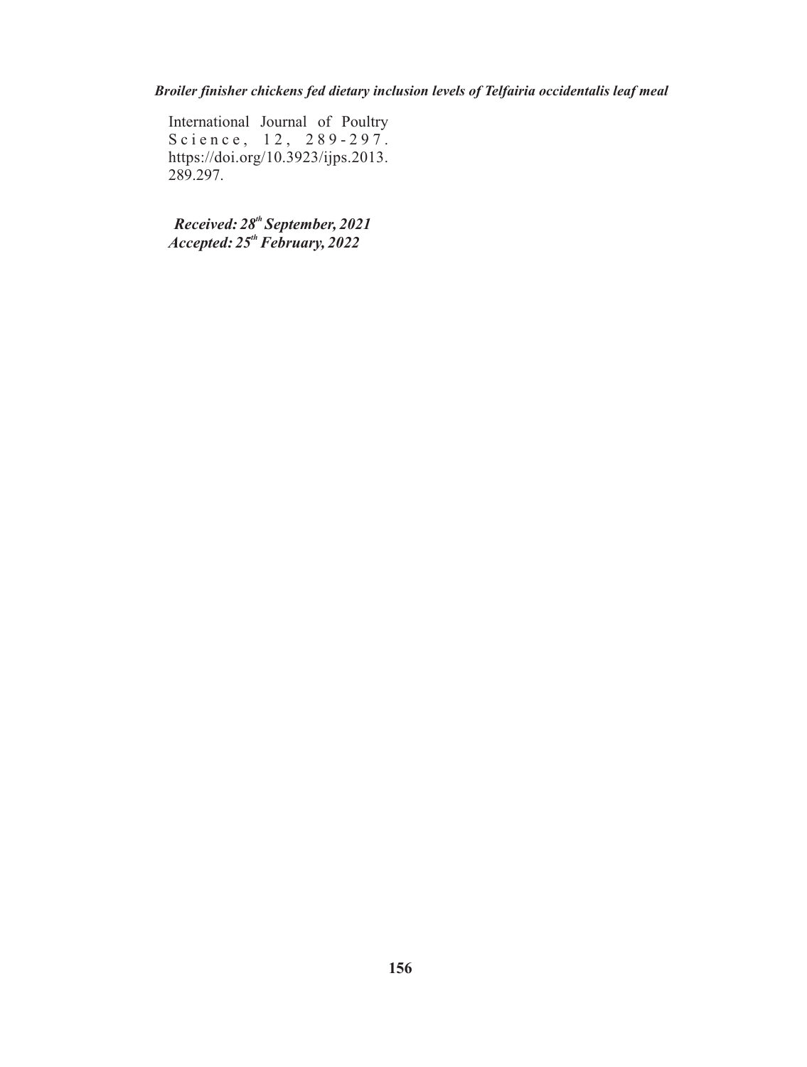International Journal of Poultry Science, 12, 289-297. https://doi.org/10.3923/ijps.2013.289.297.

***Received: 28th September, 2021***
***Accepted: 25th February, 2022***